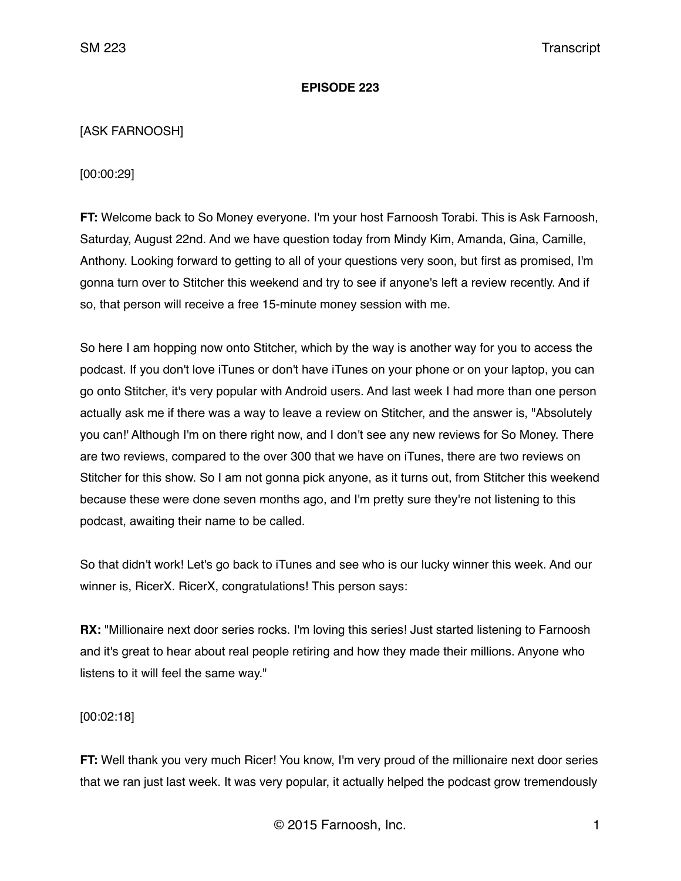# EPISODE 223

[ASK FARNOOSH]

[00:00:29]

**FT:** Welcome back to So Money everyone. I'm your host Farnoosh Torabi. This is Ask Farnoosh, Saturday, August 22nd. And we have question today from Mindy Kim, Amanda, Gina, Camille, Anthony. Looking forward to getting to all of your questions very soon, but first as promised, I'm gonna turn over to Stitcher this weekend and try to see if anyone's left a review recently. And if so, that person will receive a free 15-minute money session with me.

So here I am hopping now onto Stitcher, which by the way is another way for you to access the podcast. If you don't love iTunes or don't have iTunes on your phone or on your laptop, you can go onto Stitcher, it's very popular with Android users. And last week I had more than one person actually ask me if there was a way to leave a review on Stitcher, and the answer is, "Absolutely you can!' Although I'm on there right now, and I don't see any new reviews for So Money. There are two reviews, compared to the over 300 that we have on iTunes, there are two reviews on Stitcher for this show. So I am not gonna pick anyone, as it turns out, from Stitcher this weekend because these were done seven months ago, and I'm pretty sure they're not listening to this podcast, awaiting their name to be called.

So that didn't work! Let's go back to iTunes and see who is our lucky winner this week. And our winner is, RicerX. RicerX, congratulations! This person says:

**RX:** "Millionaire next door series rocks. I'm loving this series! Just started listening to Farnoosh and it's great to hear about real people retiring and how they made their millions. Anyone who listens to it will feel the same way."

[00:02:18]

**FT:** Well thank you very much Ricer! You know, I'm very proud of the millionaire next door series that we ran just last week. It was very popular, it actually helped the podcast grow tremendously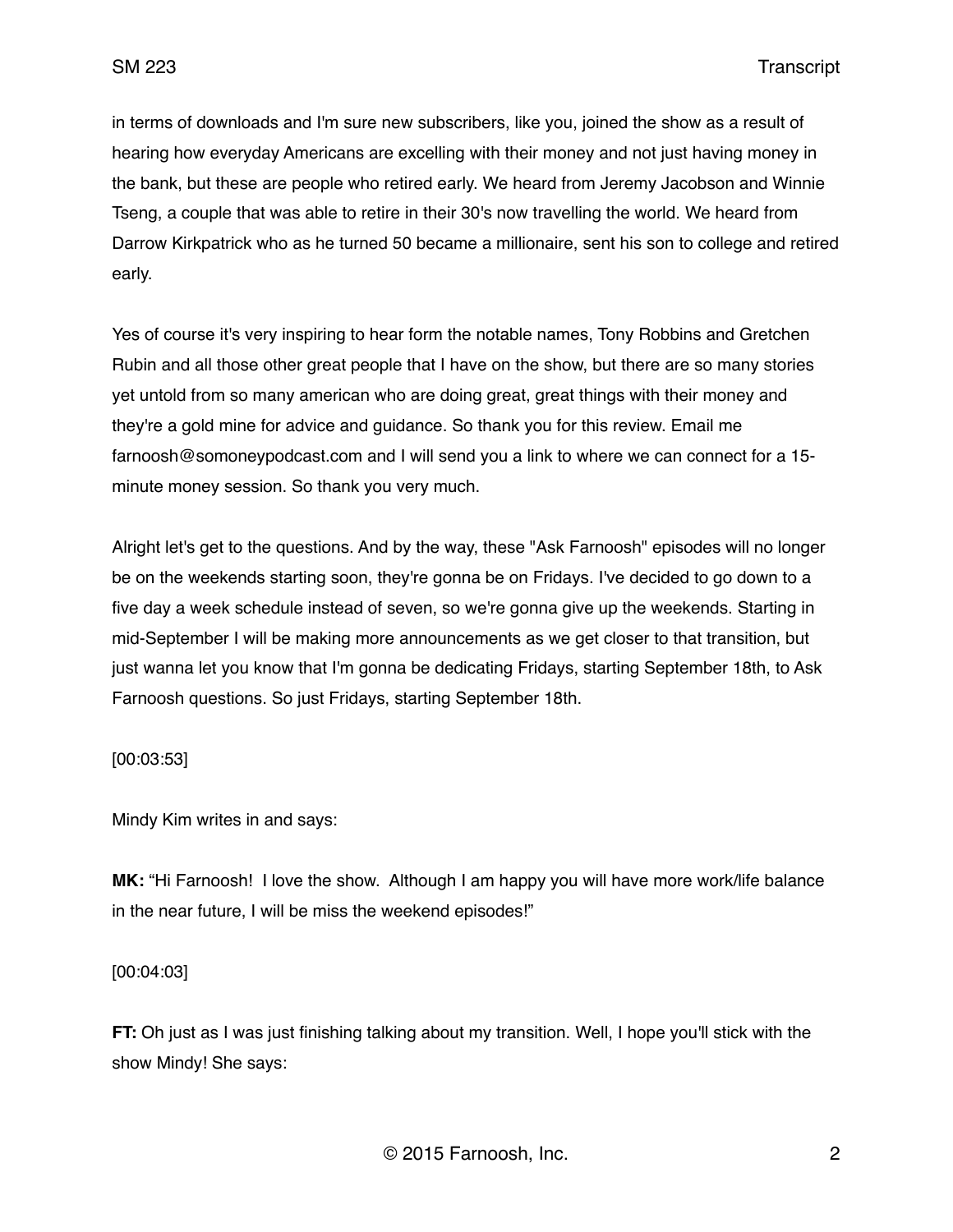in terms of downloads and I'm sure new subscribers, like you, joined the show as a result of hearing how everyday Americans are excelling with their money and not just having money in the bank, but these are people who retired early. We heard from Jeremy Jacobson and Winnie Tseng, a couple that was able to retire in their 30's now travelling the world. We heard from Darrow Kirkpatrick who as he turned 50 became a millionaire, sent his son to college and retired early.

Yes of course it's very inspiring to hear form the notable names, Tony Robbins and Gretchen Rubin and all those other great people that I have on the show, but there are so many stories yet untold from so many american who are doing great, great things with their money and they're a gold mine for advice and guidance. So thank you for this review. Email me farnoosh@somoneypodcast.com and I will send you a link to where we can connect for a 15-minute money session. So thank you very much.

Alright let's get to the questions. And by the way, these "Ask Farnoosh" episodes will no longer be on the weekends starting soon, they're gonna be on Fridays. I've decided to go down to a five day a week schedule instead of seven, so we're gonna give up the weekends. Starting in mid-September I will be making more announcements as we get closer to that transition, but just wanna let you know that I'm gonna be dedicating Fridays, starting September 18th, to Ask Farnoosh questions. So just Fridays, starting September 18th.

[00:03:53]

Mindy Kim writes in and says:

**MK:** "Hi Farnoosh!  I love the show.  Although I am happy you will have more work/life balance in the near future, I will be miss the weekend episodes!"

[00:04:03]

**FT:** Oh just as I was just finishing talking about my transition. Well, I hope you'll stick with the show Mindy! She says: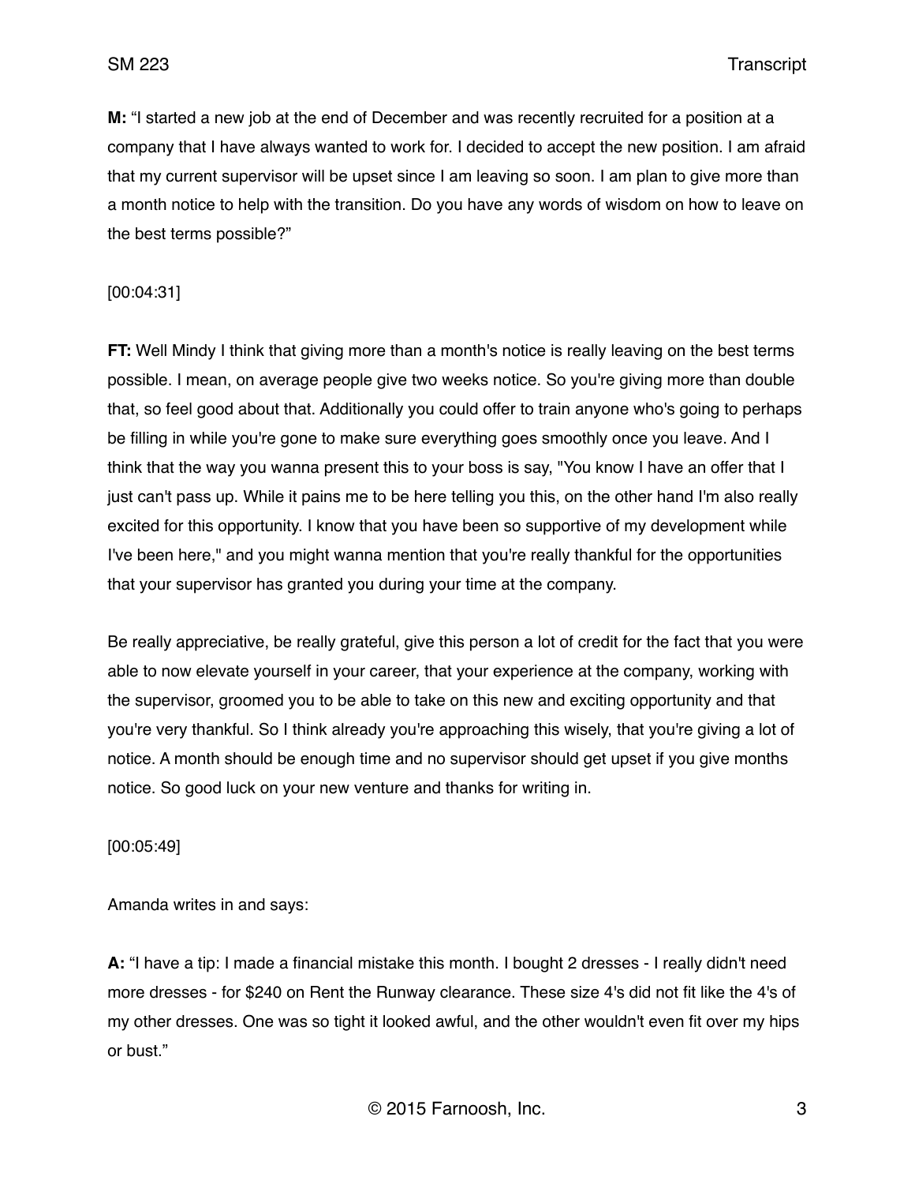**M:** "I started a new job at the end of December and was recently recruited for a position at a company that I have always wanted to work for. I decided to accept the new position. I am afraid that my current supervisor will be upset since I am leaving so soon. I am plan to give more than a month notice to help with the transition. Do you have any words of wisdom on how to leave on the best terms possible?"

[00:04:31]

**FT:** Well Mindy I think that giving more than a month's notice is really leaving on the best terms possible. I mean, on average people give two weeks notice. So you're giving more than double that, so feel good about that. Additionally you could offer to train anyone who's going to perhaps be filling in while you're gone to make sure everything goes smoothly once you leave. And I think that the way you wanna present this to your boss is say, "You know I have an offer that I just can't pass up. While it pains me to be here telling you this, on the other hand I'm also really excited for this opportunity. I know that you have been so supportive of my development while I've been here," and you might wanna mention that you're really thankful for the opportunities that your supervisor has granted you during your time at the company.

Be really appreciative, be really grateful, give this person a lot of credit for the fact that you were able to now elevate yourself in your career, that your experience at the company, working with the supervisor, groomed you to be able to take on this new and exciting opportunity and that you're very thankful. So I think already you're approaching this wisely, that you're giving a lot of notice. A month should be enough time and no supervisor should get upset if you give months notice. So good luck on your new venture and thanks for writing in.

[00:05:49]

Amanda writes in and says:

**A:** "I have a tip: I made a financial mistake this month. I bought 2 dresses - I really didn't need more dresses - for $240 on Rent the Runway clearance. These size 4's did not fit like the 4's of my other dresses. One was so tight it looked awful, and the other wouldn't even fit over my hips or bust."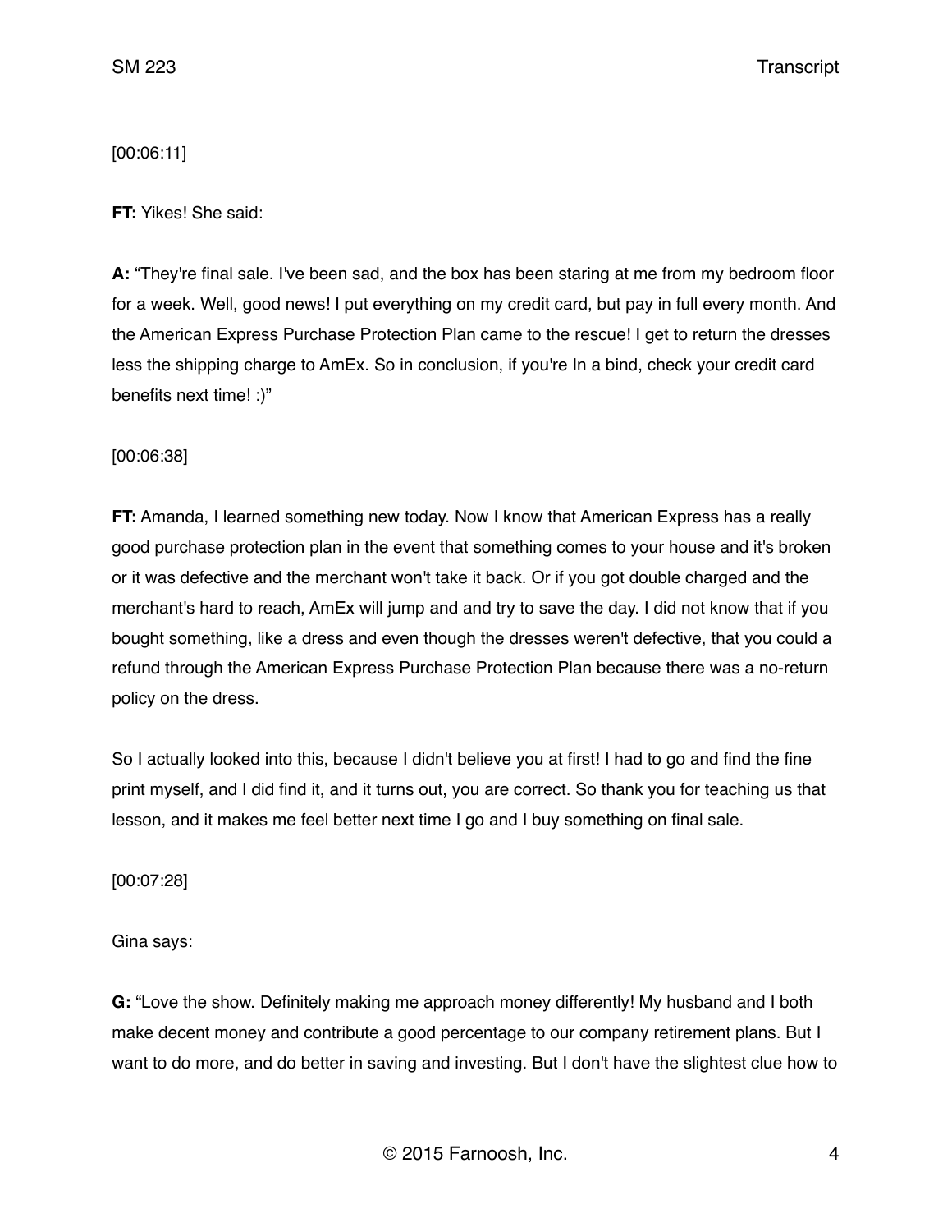[00:06:11]

**FT:** Yikes! She said:

**A:** "They're final sale. I've been sad, and the box has been staring at me from my bedroom floor for a week. Well, good news! I put everything on my credit card, but pay in full every month. And the American Express Purchase Protection Plan came to the rescue! I get to return the dresses less the shipping charge to AmEx. So in conclusion, if you're In a bind, check your credit card benefits next time! :)"

[00:06:38]

**FT:** Amanda, I learned something new today. Now I know that American Express has a really good purchase protection plan in the event that something comes to your house and it's broken or it was defective and the merchant won't take it back. Or if you got double charged and the merchant's hard to reach, AmEx will jump and and try to save the day. I did not know that if you bought something, like a dress and even though the dresses weren't defective, that you could a refund through the American Express Purchase Protection Plan because there was a no-return policy on the dress.

So I actually looked into this, because I didn't believe you at first! I had to go and find the fine print myself, and I did find it, and it turns out, you are correct. So thank you for teaching us that lesson, and it makes me feel better next time I go and I buy something on final sale.

[00:07:28]

Gina says:

**G:** "Love the show. Definitely making me approach money differently! My husband and I both make decent money and contribute a good percentage to our company retirement plans. But I want to do more, and do better in saving and investing. But I don't have the slightest clue how to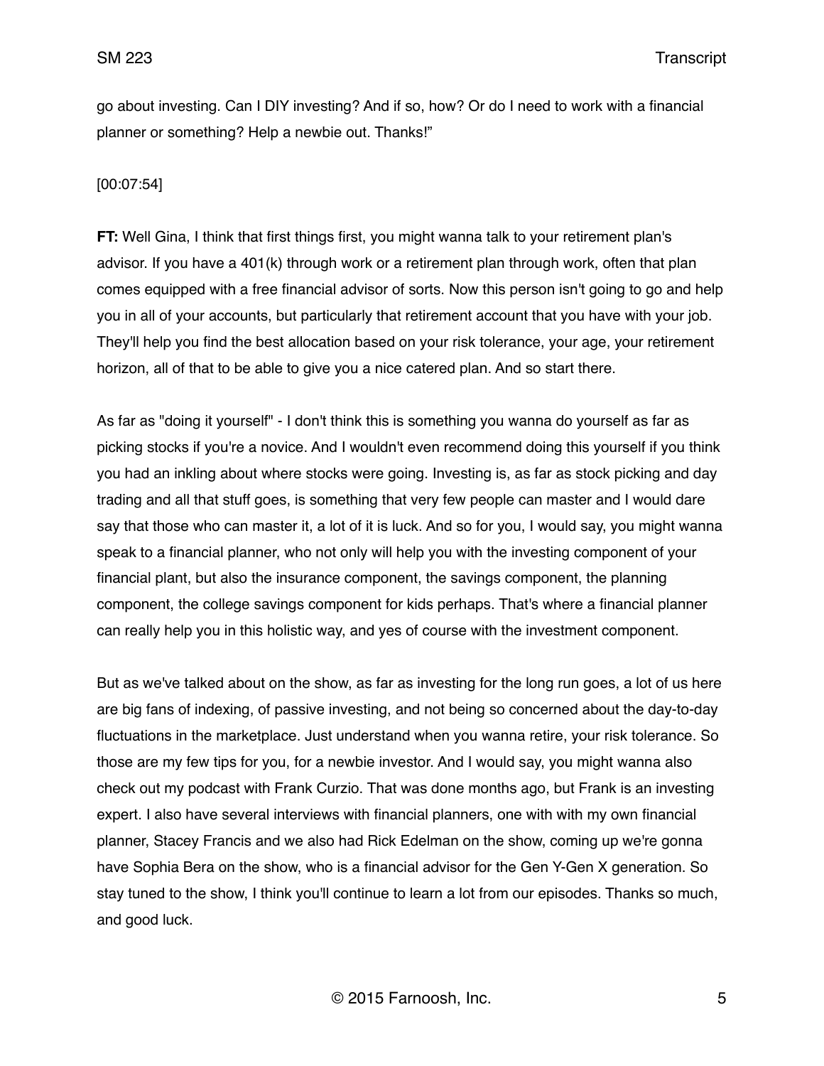go about investing. Can I DIY investing? And if so, how? Or do I need to work with a financial planner or something? Help a newbie out. Thanks!"

[00:07:54]

**FT:** Well Gina, I think that first things first, you might wanna talk to your retirement plan's advisor. If you have a 401(k) through work or a retirement plan through work, often that plan comes equipped with a free financial advisor of sorts. Now this person isn't going to go and help you in all of your accounts, but particularly that retirement account that you have with your job. They'll help you find the best allocation based on your risk tolerance, your age, your retirement horizon, all of that to be able to give you a nice catered plan. And so start there.

As far as "doing it yourself" - I don't think this is something you wanna do yourself as far as picking stocks if you're a novice. And I wouldn't even recommend doing this yourself if you think you had an inkling about where stocks were going. Investing is, as far as stock picking and day trading and all that stuff goes, is something that very few people can master and I would dare say that those who can master it, a lot of it is luck. And so for you, I would say, you might wanna speak to a financial planner, who not only will help you with the investing component of your financial plant, but also the insurance component, the savings component, the planning component, the college savings component for kids perhaps. That's where a financial planner can really help you in this holistic way, and yes of course with the investment component.

But as we've talked about on the show, as far as investing for the long run goes, a lot of us here are big fans of indexing, of passive investing, and not being so concerned about the day-to-day fluctuations in the marketplace. Just understand when you wanna retire, your risk tolerance. So those are my few tips for you, for a newbie investor. And I would say, you might wanna also check out my podcast with Frank Curzio. That was done months ago, but Frank is an investing expert. I also have several interviews with financial planners, one with with my own financial planner, Stacey Francis and we also had Rick Edelman on the show, coming up we're gonna have Sophia Bera on the show, who is a financial advisor for the Gen Y-Gen X generation. So stay tuned to the show, I think you'll continue to learn a lot from our episodes. Thanks so much, and good luck.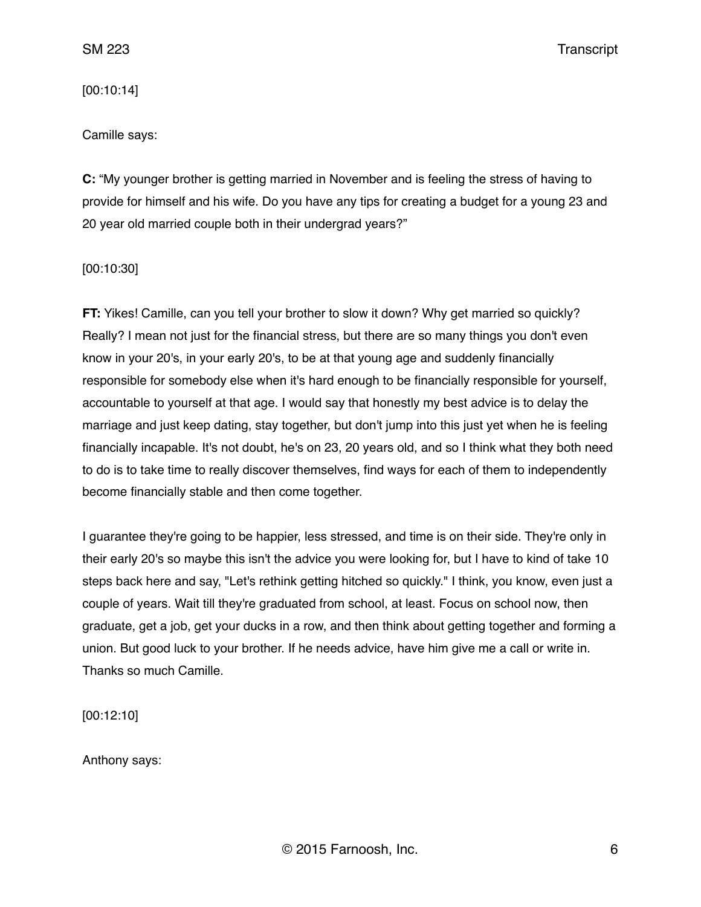[00:10:14]

Camille says:

**C:** "My younger brother is getting married in November and is feeling the stress of having to provide for himself and his wife. Do you have any tips for creating a budget for a young 23 and 20 year old married couple both in their undergrad years?"

[00:10:30]

**FT:** Yikes! Camille, can you tell your brother to slow it down? Why get married so quickly? Really? I mean not just for the financial stress, but there are so many things you don't even know in your 20's, in your early 20's, to be at that young age and suddenly financially responsible for somebody else when it's hard enough to be financially responsible for yourself, accountable to yourself at that age. I would say that honestly my best advice is to delay the marriage and just keep dating, stay together, but don't jump into this just yet when he is feeling financially incapable. It's not doubt, he's on 23, 20 years old, and so I think what they both need to do is to take time to really discover themselves, find ways for each of them to independently become financially stable and then come together.

I guarantee they're going to be happier, less stressed, and time is on their side. They're only in their early 20's so maybe this isn't the advice you were looking for, but I have to kind of take 10 steps back here and say, "Let's rethink getting hitched so quickly." I think, you know, even just a couple of years. Wait till they're graduated from school, at least. Focus on school now, then graduate, get a job, get your ducks in a row, and then think about getting together and forming a union. But good luck to your brother. If he needs advice, have him give me a call or write in. Thanks so much Camille.

[00:12:10]

Anthony says: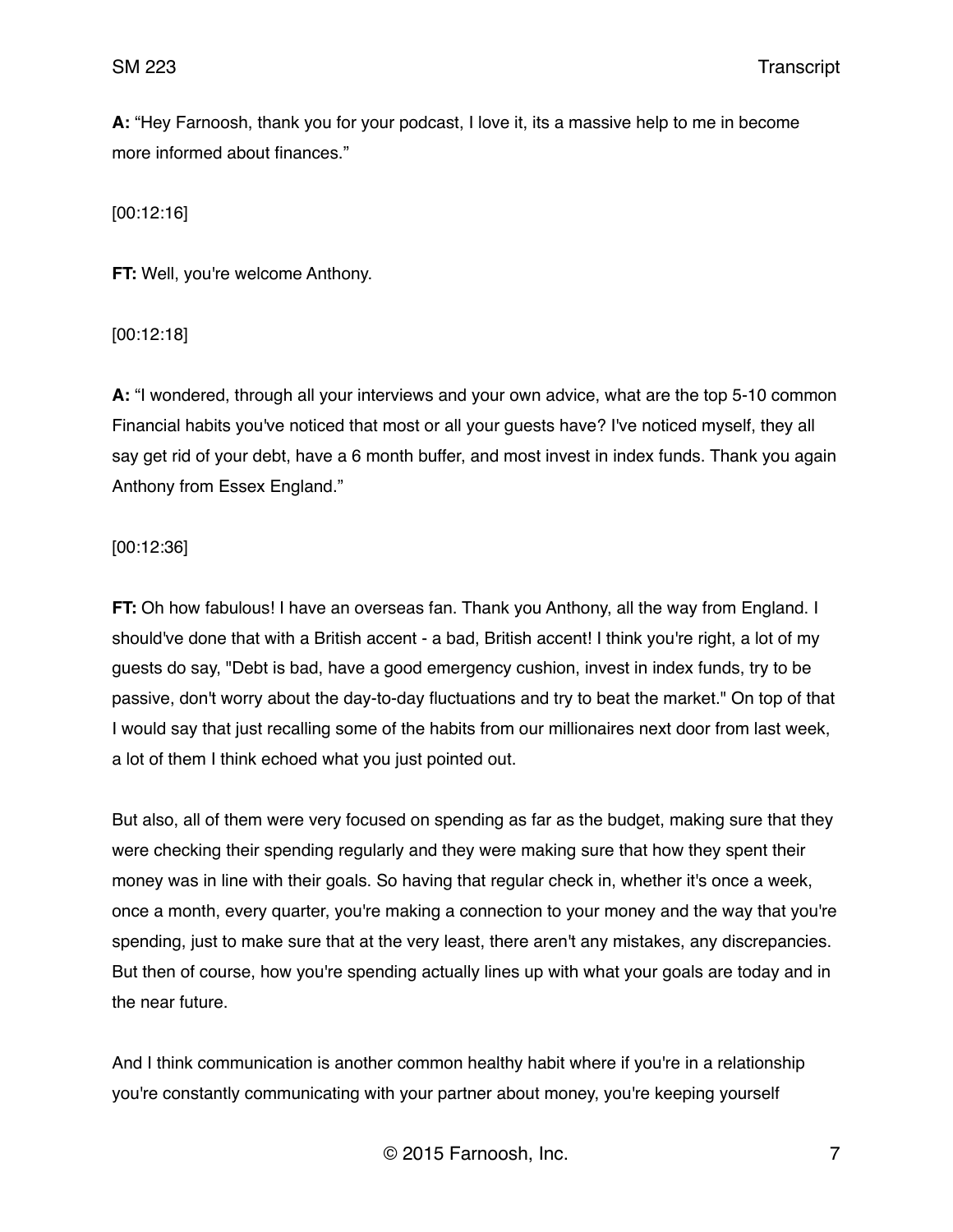**A:** "Hey Farnoosh, thank you for your podcast, I love it, its a massive help to me in become more informed about finances."

[00:12:16]

**FT:** Well, you're welcome Anthony.

[00:12:18]

**A:** "I wondered, through all your interviews and your own advice, what are the top 5-10 common Financial habits you've noticed that most or all your guests have? I've noticed myself, they all say get rid of your debt, have a 6 month buffer, and most invest in index funds. Thank you again Anthony from Essex England."

[00:12:36]

**FT:** Oh how fabulous! I have an overseas fan. Thank you Anthony, all the way from England. I should've done that with a British accent - a bad, British accent! I think you're right, a lot of my guests do say, "Debt is bad, have a good emergency cushion, invest in index funds, try to be passive, don't worry about the day-to-day fluctuations and try to beat the market." On top of that I would say that just recalling some of the habits from our millionaires next door from last week, a lot of them I think echoed what you just pointed out.

But also, all of them were very focused on spending as far as the budget, making sure that they were checking their spending regularly and they were making sure that how they spent their money was in line with their goals. So having that regular check in, whether it's once a week, once a month, every quarter, you're making a connection to your money and the way that you're spending, just to make sure that at the very least, there aren't any mistakes, any discrepancies. But then of course, how you're spending actually lines up with what your goals are today and in the near future.

And I think communication is another common healthy habit where if you're in a relationship you're constantly communicating with your partner about money, you're keeping yourself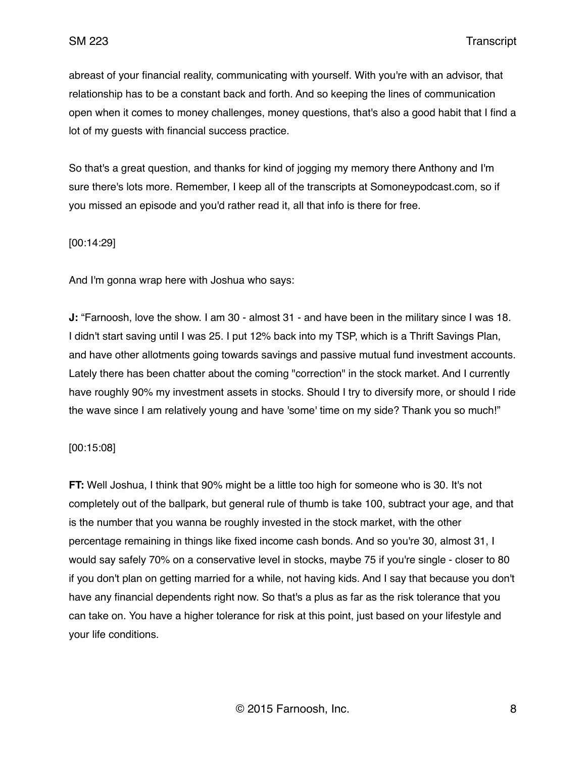abreast of your financial reality, communicating with yourself. With you're with an advisor, that relationship has to be a constant back and forth. And so keeping the lines of communication open when it comes to money challenges, money questions, that's also a good habit that I find a lot of my guests with financial success practice.

So that's a great question, and thanks for kind of jogging my memory there Anthony and I'm sure there's lots more. Remember, I keep all of the transcripts at Somoneypodcast.com, so if you missed an episode and you'd rather read it, all that info is there for free.

[00:14:29]

And I'm gonna wrap here with Joshua who says:

**J:** "Farnoosh, love the show. I am 30 - almost 31 - and have been in the military since I was 18. I didn't start saving until I was 25. I put 12% back into my TSP, which is a Thrift Savings Plan, and have other allotments going towards savings and passive mutual fund investment accounts. Lately there has been chatter about the coming "correction" in the stock market. And I currently have roughly 90% my investment assets in stocks. Should I try to diversify more, or should I ride the wave since I am relatively young and have 'some' time on my side? Thank you so much!"

[00:15:08]

**FT:** Well Joshua, I think that 90% might be a little too high for someone who is 30. It's not completely out of the ballpark, but general rule of thumb is take 100, subtract your age, and that is the number that you wanna be roughly invested in the stock market, with the other percentage remaining in things like fixed income cash bonds. And so you're 30, almost 31, I would say safely 70% on a conservative level in stocks, maybe 75 if you're single - closer to 80 if you don't plan on getting married for a while, not having kids. And I say that because you don't have any financial dependents right now. So that's a plus as far as the risk tolerance that you can take on. You have a higher tolerance for risk at this point, just based on your lifestyle and your life conditions.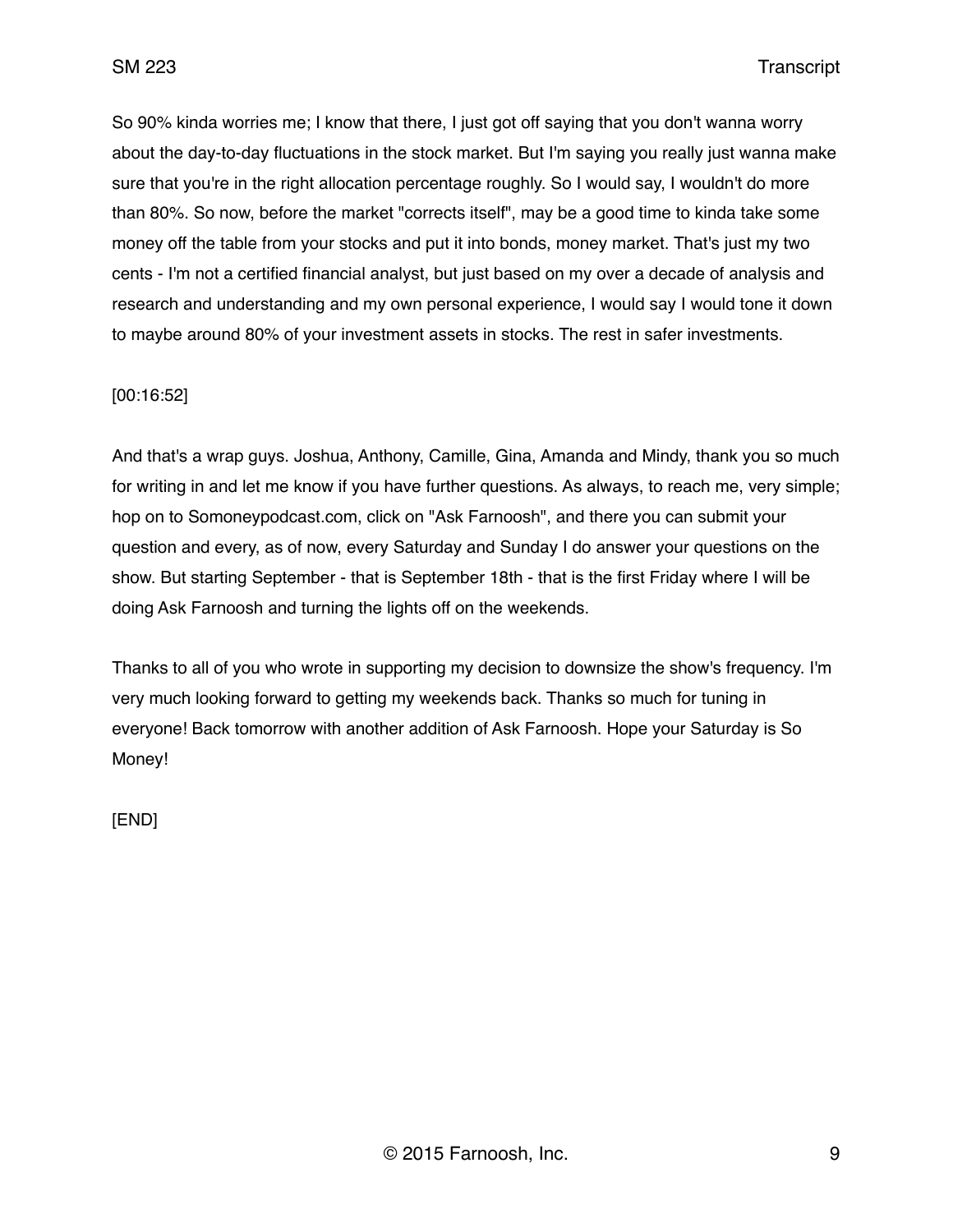So 90% kinda worries me; I know that there, I just got off saying that you don't wanna worry about the day-to-day fluctuations in the stock market. But I'm saying you really just wanna make sure that you're in the right allocation percentage roughly. So I would say, I wouldn't do more than 80%. So now, before the market "corrects itself", may be a good time to kinda take some money off the table from your stocks and put it into bonds, money market. That's just my two cents - I'm not a certified financial analyst, but just based on my over a decade of analysis and research and understanding and my own personal experience, I would say I would tone it down to maybe around 80% of your investment assets in stocks. The rest in safer investments.

[00:16:52]

And that's a wrap guys. Joshua, Anthony, Camille, Gina, Amanda and Mindy, thank you so much for writing in and let me know if you have further questions. As always, to reach me, very simple; hop on to Somoneypodcast.com, click on "Ask Farnoosh", and there you can submit your question and every, as of now, every Saturday and Sunday I do answer your questions on the show. But starting September - that is September 18th - that is the first Friday where I will be doing Ask Farnoosh and turning the lights off on the weekends.

Thanks to all of you who wrote in supporting my decision to downsize the show's frequency. I'm very much looking forward to getting my weekends back. Thanks so much for tuning in everyone! Back tomorrow with another addition of Ask Farnoosh. Hope your Saturday is So Money!

[END]

© 2015 Farnoosh, Inc.